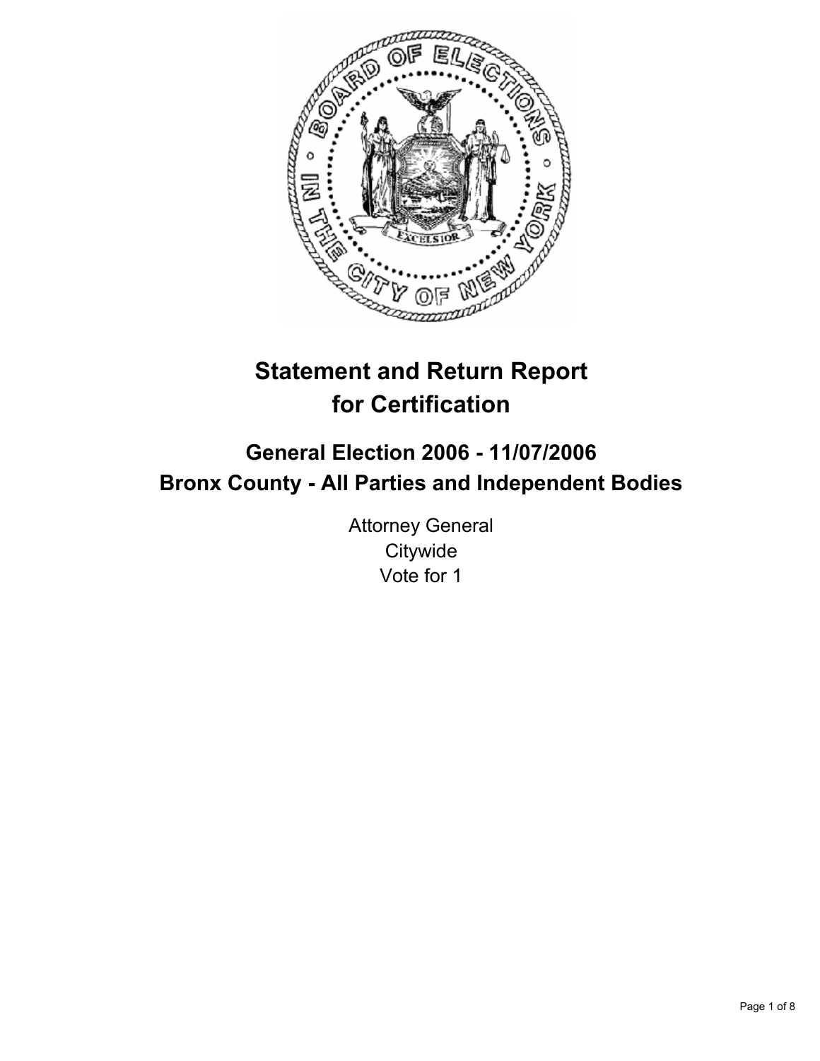# Statement and Return Report for Certification

## General Election 2006 - 11/07/2006

## Bronx County - All Parties and Independent Bodies

Attorney General
Citywide
Vote for 1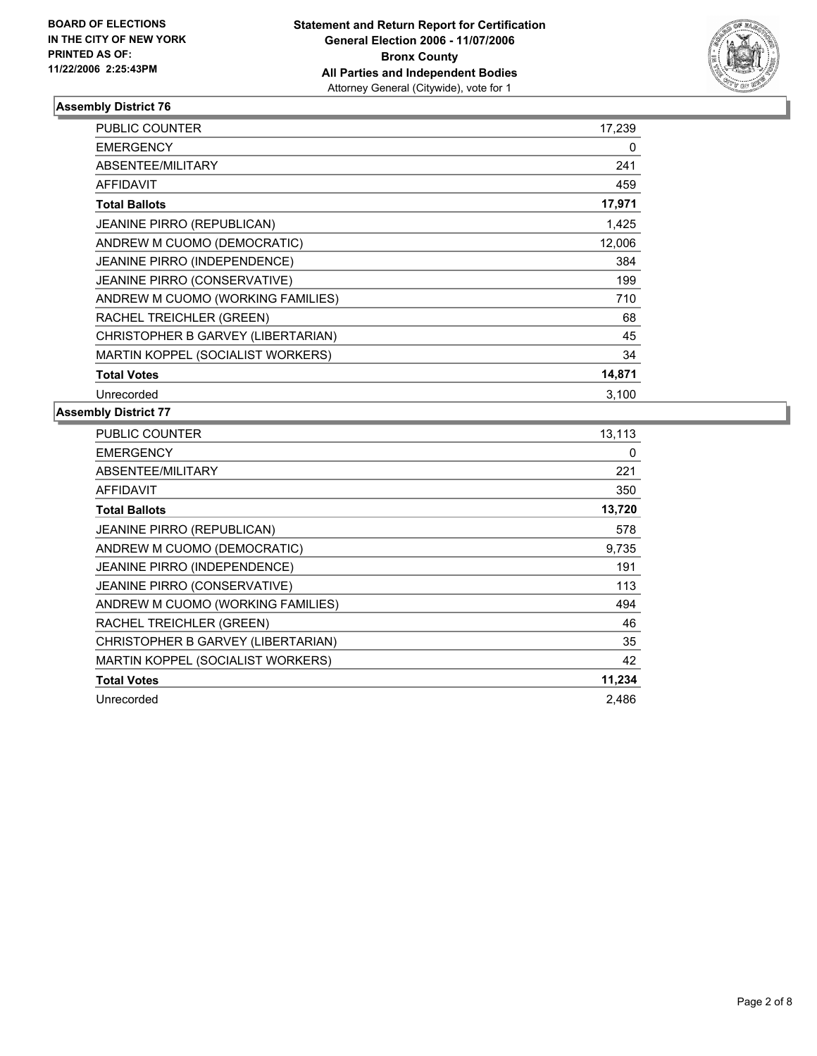**BOARD OF ELECTIONS IN THE CITY OF NEW YORK PRINTED AS OF: 11/22/2006 2:25:43PM**

**Statement and Return Report for Certification General Election 2006 - 11/07/2006 Bronx County All Parties and Independent Bodies**
Attorney General (Citywide), vote for 1

### Assembly District 76

| | |
|---|---|
| PUBLIC COUNTER | 17,239 |
| EMERGENCY | 0 |
| ABSENTEE/MILITARY | 241 |
| AFFIDAVIT | 459 |
| **Total Ballots** | **17,971** |
| JEANINE PIRRO (REPUBLICAN) | 1,425 |
| ANDREW M CUOMO (DEMOCRATIC) | 12,006 |
| JEANINE PIRRO (INDEPENDENCE) | 384 |
| JEANINE PIRRO (CONSERVATIVE) | 199 |
| ANDREW M CUOMO (WORKING FAMILIES) | 710 |
| RACHEL TREICHLER (GREEN) | 68 |
| CHRISTOPHER B GARVEY (LIBERTARIAN) | 45 |
| MARTIN KOPPEL (SOCIALIST WORKERS) | 34 |
| **Total Votes** | **14,871** |
| Unrecorded | 3,100 |

### Assembly District 77

| | |
|---|---|
| PUBLIC COUNTER | 13,113 |
| EMERGENCY | 0 |
| ABSENTEE/MILITARY | 221 |
| AFFIDAVIT | 350 |
| **Total Ballots** | **13,720** |
| JEANINE PIRRO (REPUBLICAN) | 578 |
| ANDREW M CUOMO (DEMOCRATIC) | 9,735 |
| JEANINE PIRRO (INDEPENDENCE) | 191 |
| JEANINE PIRRO (CONSERVATIVE) | 113 |
| ANDREW M CUOMO (WORKING FAMILIES) | 494 |
| RACHEL TREICHLER (GREEN) | 46 |
| CHRISTOPHER B GARVEY (LIBERTARIAN) | 35 |
| MARTIN KOPPEL (SOCIALIST WORKERS) | 42 |
| **Total Votes** | **11,234** |
| Unrecorded | 2,486 |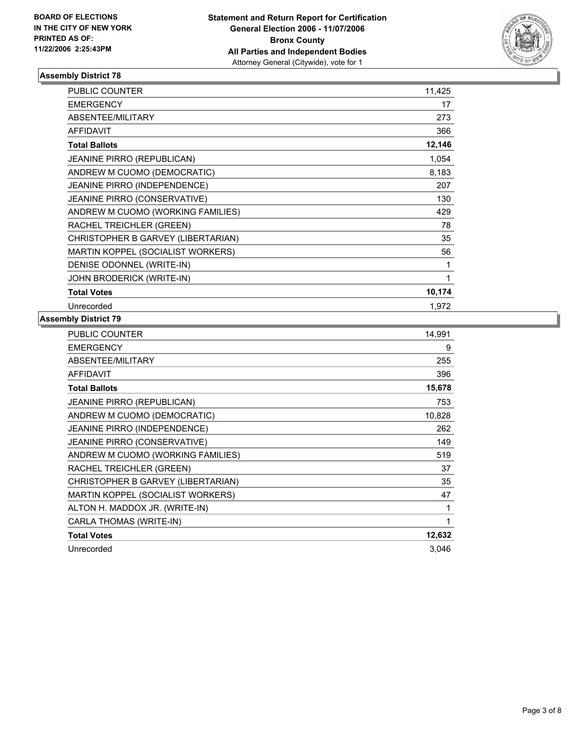**BOARD OF ELECTIONS IN THE CITY OF NEW YORK PRINTED AS OF: 11/22/2006 2:25:43PM**

**Statement and Return Report for Certification**
**General Election 2006 - 11/07/2006**
**Bronx County**
**All Parties and Independent Bodies**
Attorney General (Citywide), vote for 1

### Assembly District 78

| | |
|---|---|
| PUBLIC COUNTER | 11,425 |
| EMERGENCY | 17 |
| ABSENTEE/MILITARY | 273 |
| AFFIDAVIT | 366 |
| **Total Ballots** | **12,146** |
| JEANINE PIRRO (REPUBLICAN) | 1,054 |
| ANDREW M CUOMO (DEMOCRATIC) | 8,183 |
| JEANINE PIRRO (INDEPENDENCE) | 207 |
| JEANINE PIRRO (CONSERVATIVE) | 130 |
| ANDREW M CUOMO (WORKING FAMILIES) | 429 |
| RACHEL TREICHLER (GREEN) | 78 |
| CHRISTOPHER B GARVEY (LIBERTARIAN) | 35 |
| MARTIN KOPPEL (SOCIALIST WORKERS) | 56 |
| DENISE ODONNEL (WRITE-IN) | 1 |
| JOHN BRODERICK (WRITE-IN) | 1 |
| **Total Votes** | **10,174** |
| Unrecorded | 1,972 |

### Assembly District 79

| | |
|---|---|
| PUBLIC COUNTER | 14,991 |
| EMERGENCY | 9 |
| ABSENTEE/MILITARY | 255 |
| AFFIDAVIT | 396 |
| **Total Ballots** | **15,678** |
| JEANINE PIRRO (REPUBLICAN) | 753 |
| ANDREW M CUOMO (DEMOCRATIC) | 10,828 |
| JEANINE PIRRO (INDEPENDENCE) | 262 |
| JEANINE PIRRO (CONSERVATIVE) | 149 |
| ANDREW M CUOMO (WORKING FAMILIES) | 519 |
| RACHEL TREICHLER (GREEN) | 37 |
| CHRISTOPHER B GARVEY (LIBERTARIAN) | 35 |
| MARTIN KOPPEL (SOCIALIST WORKERS) | 47 |
| ALTON H. MADDOX JR. (WRITE-IN) | 1 |
| CARLA THOMAS (WRITE-IN) | 1 |
| **Total Votes** | **12,632** |
| Unrecorded | 3,046 |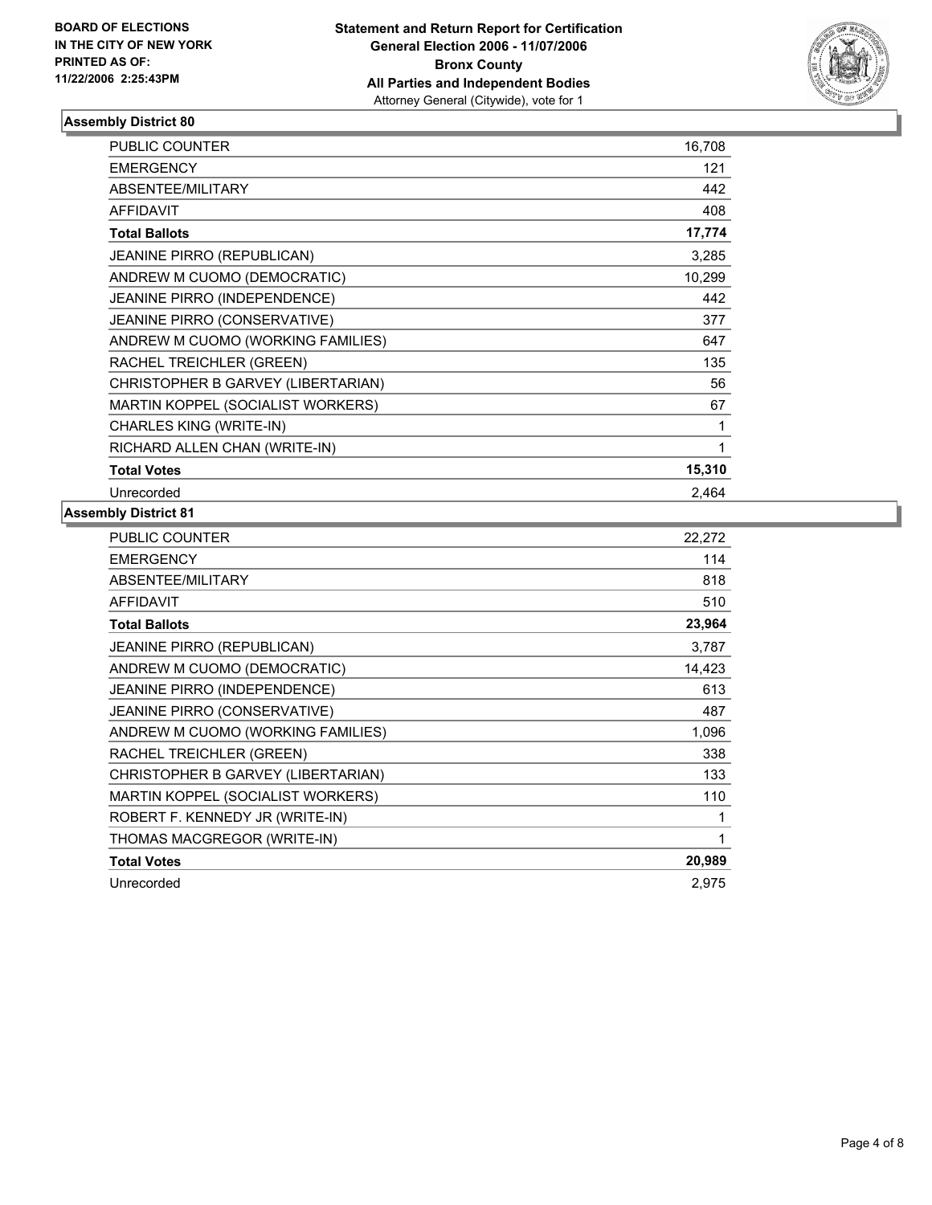**BOARD OF ELECTIONS IN THE CITY OF NEW YORK PRINTED AS OF: 11/22/2006 2:25:43PM**

**Statement and Return Report for Certification**
**General Election 2006 - 11/07/2006**
**Bronx County**
**All Parties and Independent Bodies**
Attorney General (Citywide), vote for 1

## Assembly District 80

| | |
|---|---|
| PUBLIC COUNTER | 16,708 |
| EMERGENCY | 121 |
| ABSENTEE/MILITARY | 442 |
| AFFIDAVIT | 408 |
| **Total Ballots** | **17,774** |
| JEANINE PIRRO (REPUBLICAN) | 3,285 |
| ANDREW M CUOMO (DEMOCRATIC) | 10,299 |
| JEANINE PIRRO (INDEPENDENCE) | 442 |
| JEANINE PIRRO (CONSERVATIVE) | 377 |
| ANDREW M CUOMO (WORKING FAMILIES) | 647 |
| RACHEL TREICHLER (GREEN) | 135 |
| CHRISTOPHER B GARVEY (LIBERTARIAN) | 56 |
| MARTIN KOPPEL (SOCIALIST WORKERS) | 67 |
| CHARLES KING (WRITE-IN) | 1 |
| RICHARD ALLEN CHAN (WRITE-IN) | 1 |
| **Total Votes** | **15,310** |
| Unrecorded | 2,464 |

## Assembly District 81

| | |
|---|---|
| PUBLIC COUNTER | 22,272 |
| EMERGENCY | 114 |
| ABSENTEE/MILITARY | 818 |
| AFFIDAVIT | 510 |
| **Total Ballots** | **23,964** |
| JEANINE PIRRO (REPUBLICAN) | 3,787 |
| ANDREW M CUOMO (DEMOCRATIC) | 14,423 |
| JEANINE PIRRO (INDEPENDENCE) | 613 |
| JEANINE PIRRO (CONSERVATIVE) | 487 |
| ANDREW M CUOMO (WORKING FAMILIES) | 1,096 |
| RACHEL TREICHLER (GREEN) | 338 |
| CHRISTOPHER B GARVEY (LIBERTARIAN) | 133 |
| MARTIN KOPPEL (SOCIALIST WORKERS) | 110 |
| ROBERT F. KENNEDY JR (WRITE-IN) | 1 |
| THOMAS MACGREGOR (WRITE-IN) | 1 |
| **Total Votes** | **20,989** |
| Unrecorded | 2,975 |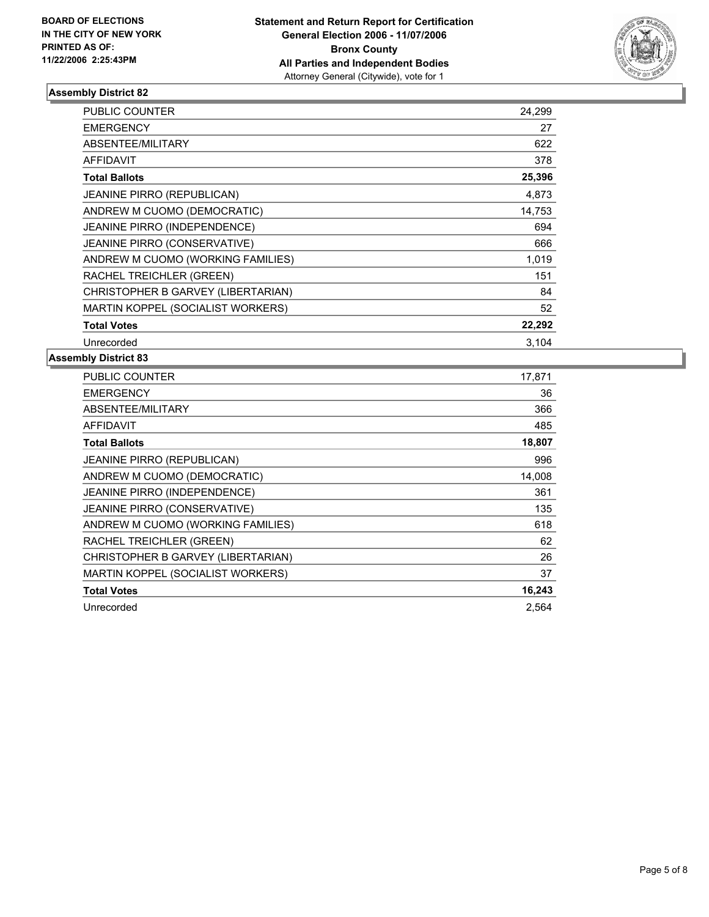**BOARD OF ELECTIONS IN THE CITY OF NEW YORK PRINTED AS OF: 11/22/2006 2:25:43PM**

# Statement and Return Report for Certification
## General Election 2006 - 11/07/2006
## Bronx County
## All Parties and Independent Bodies
Attorney General (Citywide), vote for 1

### Assembly District 82

| | |
|---|---|
| PUBLIC COUNTER | 24,299 |
| EMERGENCY | 27 |
| ABSENTEE/MILITARY | 622 |
| AFFIDAVIT | 378 |
| **Total Ballots** | **25,396** |
| JEANINE PIRRO (REPUBLICAN) | 4,873 |
| ANDREW M CUOMO (DEMOCRATIC) | 14,753 |
| JEANINE PIRRO (INDEPENDENCE) | 694 |
| JEANINE PIRRO (CONSERVATIVE) | 666 |
| ANDREW M CUOMO (WORKING FAMILIES) | 1,019 |
| RACHEL TREICHLER (GREEN) | 151 |
| CHRISTOPHER B GARVEY (LIBERTARIAN) | 84 |
| MARTIN KOPPEL (SOCIALIST WORKERS) | 52 |
| **Total Votes** | **22,292** |
| Unrecorded | 3,104 |

### Assembly District 83

| | |
|---|---|
| PUBLIC COUNTER | 17,871 |
| EMERGENCY | 36 |
| ABSENTEE/MILITARY | 366 |
| AFFIDAVIT | 485 |
| **Total Ballots** | **18,807** |
| JEANINE PIRRO (REPUBLICAN) | 996 |
| ANDREW M CUOMO (DEMOCRATIC) | 14,008 |
| JEANINE PIRRO (INDEPENDENCE) | 361 |
| JEANINE PIRRO (CONSERVATIVE) | 135 |
| ANDREW M CUOMO (WORKING FAMILIES) | 618 |
| RACHEL TREICHLER (GREEN) | 62 |
| CHRISTOPHER B GARVEY (LIBERTARIAN) | 26 |
| MARTIN KOPPEL (SOCIALIST WORKERS) | 37 |
| **Total Votes** | **16,243** |
| Unrecorded | 2,564 |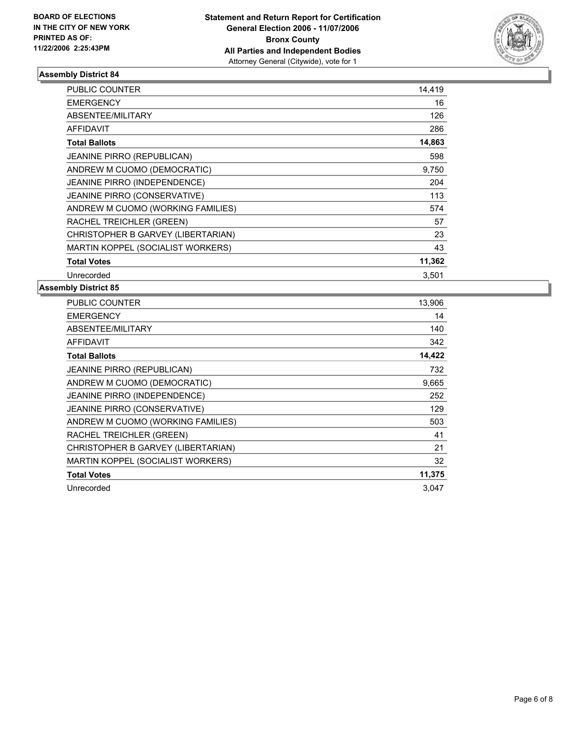**BOARD OF ELECTIONS IN THE CITY OF NEW YORK PRINTED AS OF: 11/22/2006 2:25:43PM**

**Statement and Return Report for Certification**
**General Election 2006 - 11/07/2006**
**Bronx County**
**All Parties and Independent Bodies**
Attorney General (Citywide), vote for 1

### Assembly District 84

| | |
|---|---|
| PUBLIC COUNTER | 14,419 |
| EMERGENCY | 16 |
| ABSENTEE/MILITARY | 126 |
| AFFIDAVIT | 286 |
| **Total Ballots** | **14,863** |
| JEANINE PIRRO (REPUBLICAN) | 598 |
| ANDREW M CUOMO (DEMOCRATIC) | 9,750 |
| JEANINE PIRRO (INDEPENDENCE) | 204 |
| JEANINE PIRRO (CONSERVATIVE) | 113 |
| ANDREW M CUOMO (WORKING FAMILIES) | 574 |
| RACHEL TREICHLER (GREEN) | 57 |
| CHRISTOPHER B GARVEY (LIBERTARIAN) | 23 |
| MARTIN KOPPEL (SOCIALIST WORKERS) | 43 |
| **Total Votes** | **11,362** |
| Unrecorded | 3,501 |

### Assembly District 85

| | |
|---|---|
| PUBLIC COUNTER | 13,906 |
| EMERGENCY | 14 |
| ABSENTEE/MILITARY | 140 |
| AFFIDAVIT | 342 |
| **Total Ballots** | **14,422** |
| JEANINE PIRRO (REPUBLICAN) | 732 |
| ANDREW M CUOMO (DEMOCRATIC) | 9,665 |
| JEANINE PIRRO (INDEPENDENCE) | 252 |
| JEANINE PIRRO (CONSERVATIVE) | 129 |
| ANDREW M CUOMO (WORKING FAMILIES) | 503 |
| RACHEL TREICHLER (GREEN) | 41 |
| CHRISTOPHER B GARVEY (LIBERTARIAN) | 21 |
| MARTIN KOPPEL (SOCIALIST WORKERS) | 32 |
| **Total Votes** | **11,375** |
| Unrecorded | 3,047 |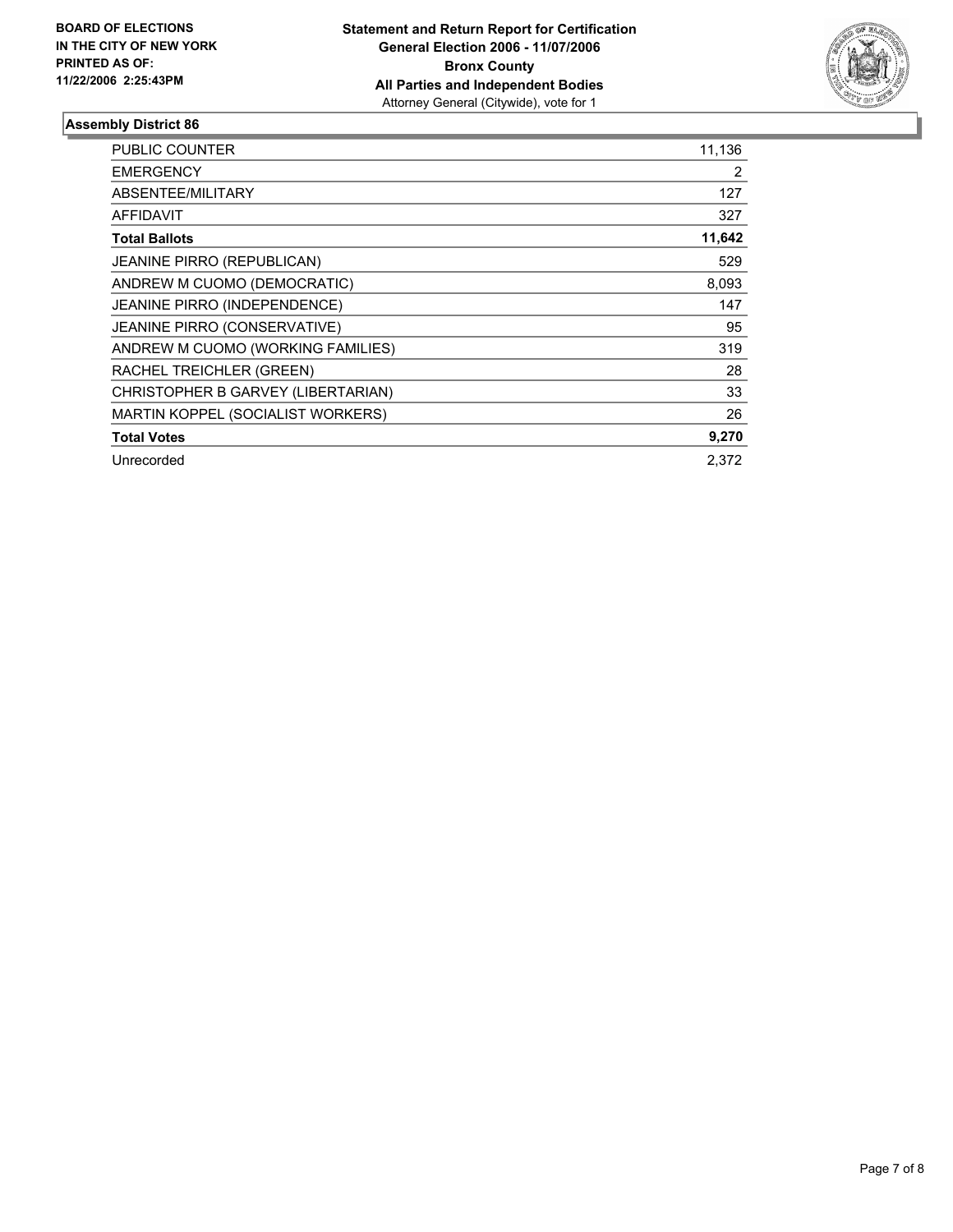**BOARD OF ELECTIONS IN THE CITY OF NEW YORK PRINTED AS OF: 11/22/2006 2:25:43PM**

**Statement and Return Report for Certification**
**General Election 2006 - 11/07/2006**
**Bronx County**
**All Parties and Independent Bodies**
Attorney General (Citywide), vote for 1

## Assembly District 86

| | |
|---|---|
| PUBLIC COUNTER | 11,136 |
| EMERGENCY | 2 |
| ABSENTEE/MILITARY | 127 |
| AFFIDAVIT | 327 |
| **Total Ballots** | **11,642** |
| JEANINE PIRRO (REPUBLICAN) | 529 |
| ANDREW M CUOMO (DEMOCRATIC) | 8,093 |
| JEANINE PIRRO (INDEPENDENCE) | 147 |
| JEANINE PIRRO (CONSERVATIVE) | 95 |
| ANDREW M CUOMO (WORKING FAMILIES) | 319 |
| RACHEL TREICHLER (GREEN) | 28 |
| CHRISTOPHER B GARVEY (LIBERTARIAN) | 33 |
| MARTIN KOPPEL (SOCIALIST WORKERS) | 26 |
| **Total Votes** | **9,270** |
| Unrecorded | 2,372 |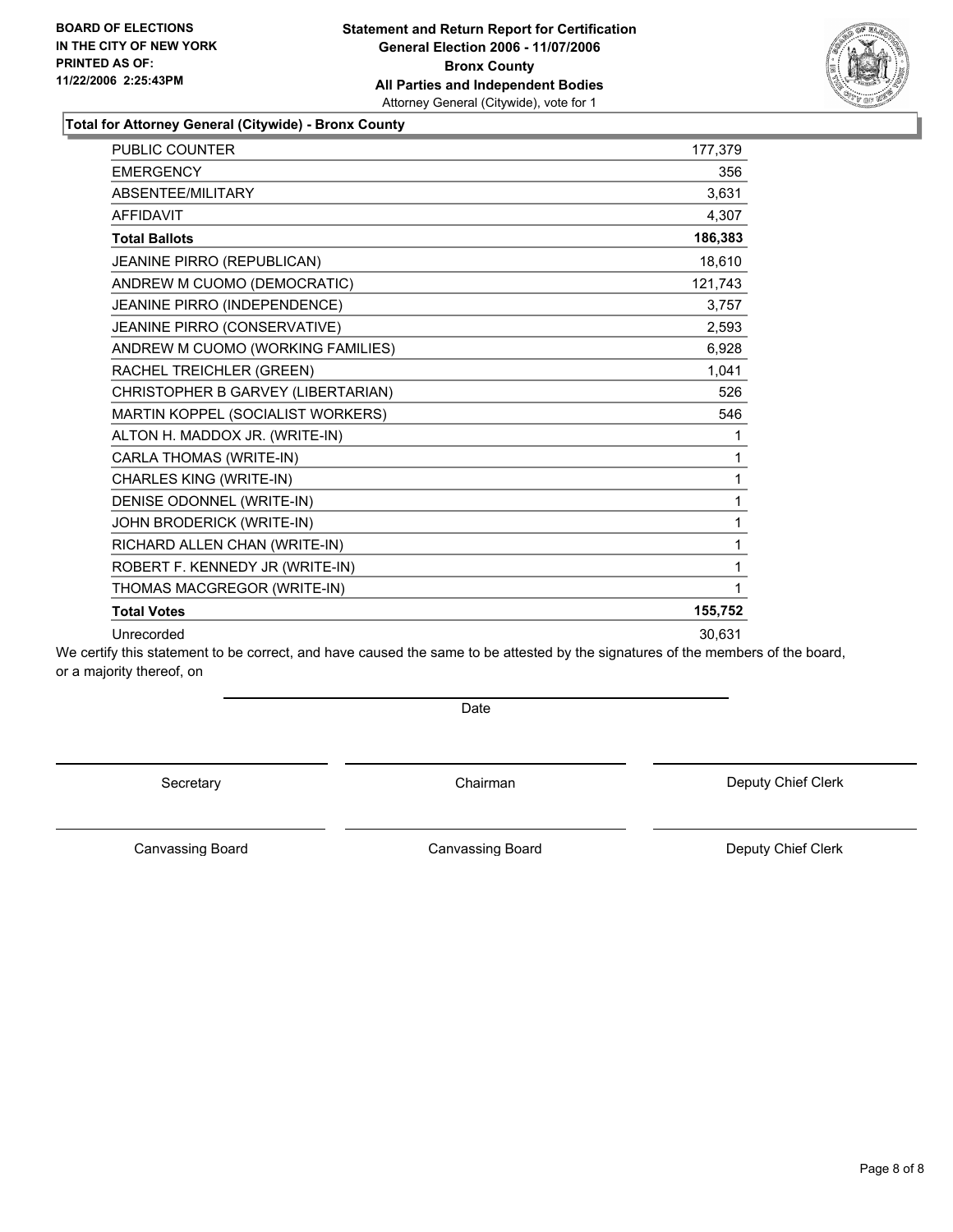**BOARD OF ELECTIONS IN THE CITY OF NEW YORK PRINTED AS OF: 11/22/2006 2:25:43PM**

**Statement and Return Report for Certification**
**General Election 2006 - 11/07/2006**
**Bronx County**
**All Parties and Independent Bodies**
Attorney General (Citywide), vote for 1

### Total for Attorney General (Citywide) - Bronx County

| | |
|---|---|
| PUBLIC COUNTER | 177,379 |
| EMERGENCY | 356 |
| ABSENTEE/MILITARY | 3,631 |
| AFFIDAVIT | 4,307 |
| **Total Ballots** | **186,383** |
| JEANINE PIRRO (REPUBLICAN) | 18,610 |
| ANDREW M CUOMO (DEMOCRATIC) | 121,743 |
| JEANINE PIRRO (INDEPENDENCE) | 3,757 |
| JEANINE PIRRO (CONSERVATIVE) | 2,593 |
| ANDREW M CUOMO (WORKING FAMILIES) | 6,928 |
| RACHEL TREICHLER (GREEN) | 1,041 |
| CHRISTOPHER B GARVEY (LIBERTARIAN) | 526 |
| MARTIN KOPPEL (SOCIALIST WORKERS) | 546 |
| ALTON H. MADDOX JR. (WRITE-IN) | 1 |
| CARLA THOMAS (WRITE-IN) | 1 |
| CHARLES KING (WRITE-IN) | 1 |
| DENISE ODONNEL (WRITE-IN) | 1 |
| JOHN BRODERICK (WRITE-IN) | 1 |
| RICHARD ALLEN CHAN (WRITE-IN) | 1 |
| ROBERT F. KENNEDY JR (WRITE-IN) | 1 |
| THOMAS MACGREGOR (WRITE-IN) | 1 |
| **Total Votes** | **155,752** |
| Unrecorded | 30,631 |

We certify this statement to be correct, and have caused the same to be attested by the signatures of the members of the board, or a majority thereof, on

Date

| | | |
|---|---|---|
| Secretary | Chairman | Deputy Chief Clerk |
| Canvassing Board | Canvassing Board | Deputy Chief Clerk |